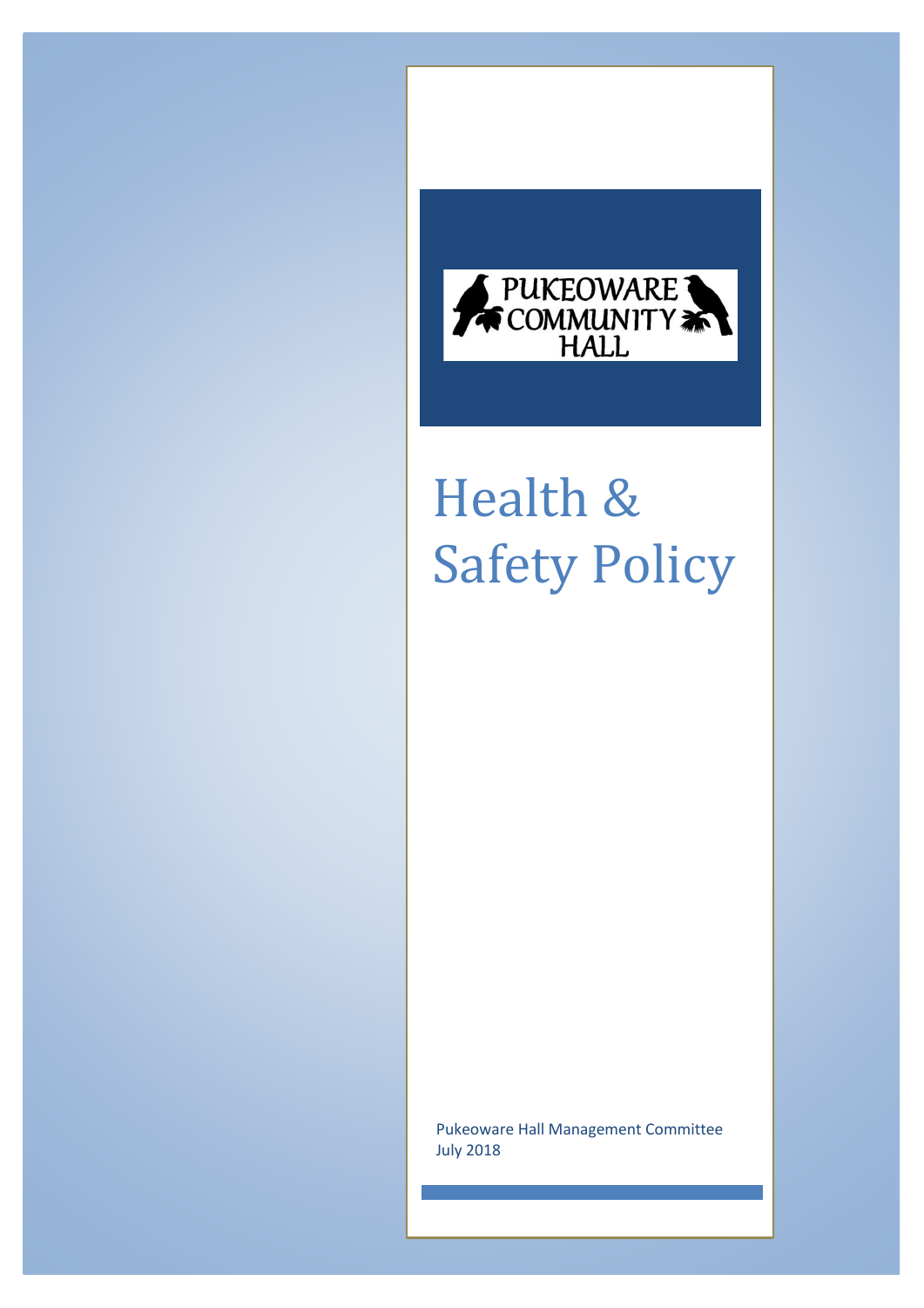PUKEOWARE COMMUNITY HALL

# Health & Safety Policy

Pukeoware Hall Management Committee
July 2018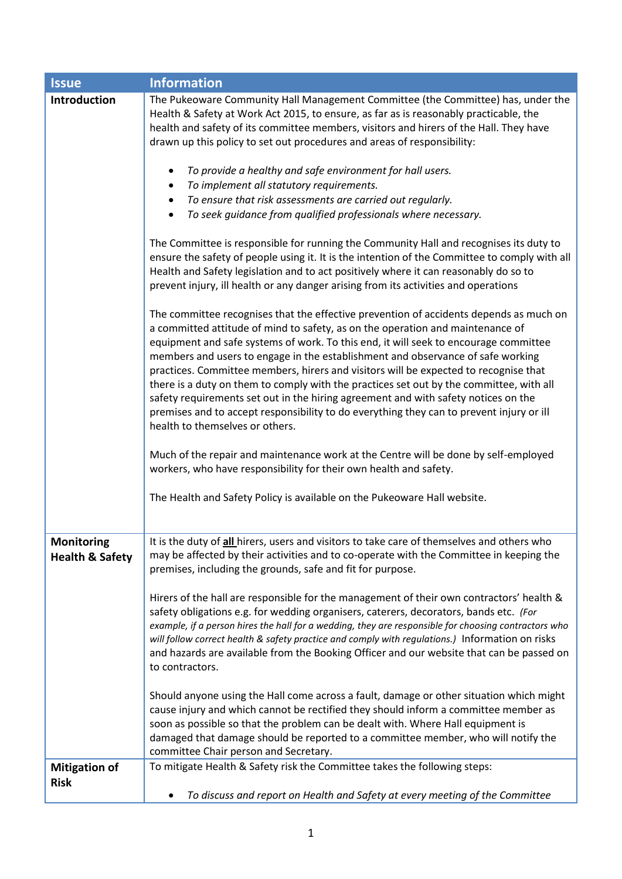| Issue | Information |
|---|---|
| **Introduction** | The Pukeoware Community Hall Management Committee (the Committee) has, under the Health & Safety at Work Act 2015, to ensure, as far as is reasonably practicable, the health and safety of its committee members, visitors and hirers of the Hall. They have drawn up this policy to set out procedures and areas of responsibility:<br><br>• *To provide a healthy and safe environment for hall users.*<br>• *To implement all statutory requirements.*<br>• *To ensure that risk assessments are carried out regularly.*<br>• *To seek guidance from qualified professionals where necessary.*<br><br>The Committee is responsible for running the Community Hall and recognises its duty to ensure the safety of people using it. It is the intention of the Committee to comply with all Health and Safety legislation and to act positively where it can reasonably do so to prevent injury, ill health or any danger arising from its activities and operations<br><br>The committee recognises that the effective prevention of accidents depends as much on a committed attitude of mind to safety, as on the operation and maintenance of equipment and safe systems of work. To this end, it will seek to encourage committee members and users to engage in the establishment and observance of safe working practices. Committee members, hirers and visitors will be expected to recognise that there is a duty on them to comply with the practices set out by the committee, with all safety requirements set out in the hiring agreement and with safety notices on the premises and to accept responsibility to do everything they can to prevent injury or ill health to themselves or others.<br><br>Much of the repair and maintenance work at the Centre will be done by self-employed workers, who have responsibility for their own health and safety.<br><br>The Health and Safety Policy is available on the Pukeoware Hall website. |
| **Monitoring Health & Safety** | It is the duty of **all** hirers, users and visitors to take care of themselves and others who may be affected by their activities and to co-operate with the Committee in keeping the premises, including the grounds, safe and fit for purpose.<br><br>Hirers of the hall are responsible for the management of their own contractors' health & safety obligations e.g. for wedding organisers, caterers, decorators, bands etc. *(For example, if a person hires the hall for a wedding, they are responsible for choosing contractors who will follow correct health & safety practice and comply with regulations.)* Information on risks and hazards are available from the Booking Officer and our website that can be passed on to contractors.<br><br>Should anyone using the Hall come across a fault, damage or other situation which might cause injury and which cannot be rectified they should inform a committee member as soon as possible so that the problem can be dealt with. Where Hall equipment is damaged that damage should be reported to a committee member, who will notify the committee Chair person and Secretary. |
| **Mitigation of Risk** | To mitigate Health & Safety risk the Committee takes the following steps:<br><br>• *To discuss and report on Health and Safety at every meeting of the Committee* |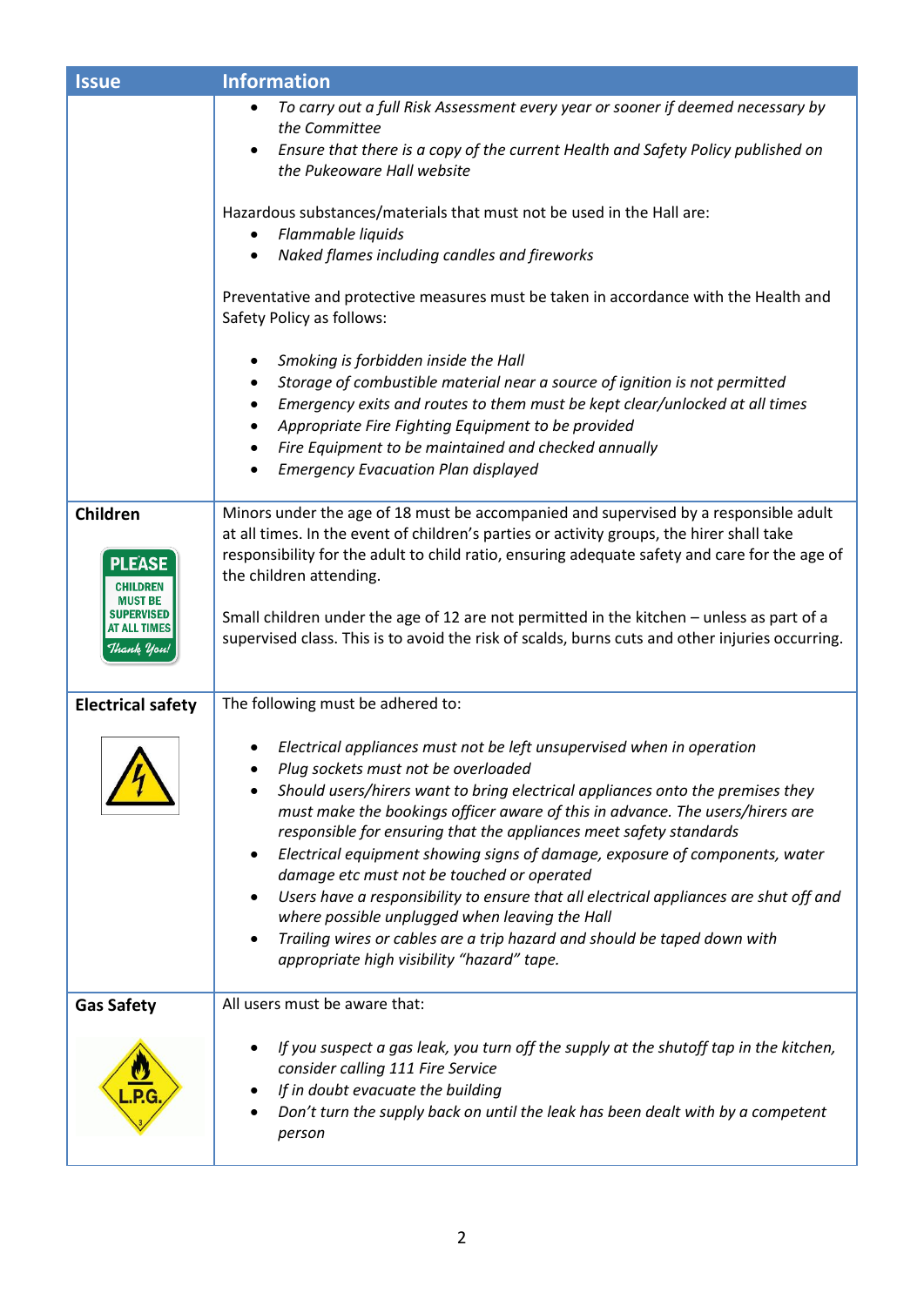| Issue | Information |
| --- | --- |
| | • *To carry out a full Risk Assessment every year or sooner if deemed necessary by the Committee*<br>• *Ensure that there is a copy of the current Health and Safety Policy published on the Pukeoware Hall website*<br><br>Hazardous substances/materials that must not be used in the Hall are:<br>• *Flammable liquids*<br>• *Naked flames including candles and fireworks*<br><br>Preventative and protective measures must be taken in accordance with the Health and Safety Policy as follows:<br><br>• *Smoking is forbidden inside the Hall*<br>• *Storage of combustible material near a source of ignition is not permitted*<br>• *Emergency exits and routes to them must be kept clear/unlocked at all times*<br>• *Appropriate Fire Fighting Equipment to be provided*<br>• *Fire Equipment to be maintained and checked annually*<br>• *Emergency Evacuation Plan displayed* |
| **Children** | Minors under the age of 18 must be accompanied and supervised by a responsible adult at all times. In the event of children's parties or activity groups, the hirer shall take responsibility for the adult to child ratio, ensuring adequate safety and care for the age of the children attending.<br><br>Small children under the age of 12 are not permitted in the kitchen – unless as part of a supervised class. This is to avoid the risk of scalds, burns cuts and other injuries occurring. |
| **Electrical safety** | The following must be adhered to:<br><br>• *Electrical appliances must not be left unsupervised when in operation*<br>• *Plug sockets must not be overloaded*<br>• *Should users/hirers want to bring electrical appliances onto the premises they must make the bookings officer aware of this in advance. The users/hirers are responsible for ensuring that the appliances meet safety standards*<br>• *Electrical equipment showing signs of damage, exposure of components, water damage etc must not be touched or operated*<br>• *Users have a responsibility to ensure that all electrical appliances are shut off and where possible unplugged when leaving the Hall*<br>• *Trailing wires or cables are a trip hazard and should be taped down with appropriate high visibility "hazard" tape.* |
| **Gas Safety** | All users must be aware that:<br><br>• *If you suspect a gas leak, you turn off the supply at the shutoff tap in the kitchen, consider calling 111 Fire Service*<br>• *If in doubt evacuate the building*<br>• *Don't turn the supply back on until the leak has been dealt with by a competent person* |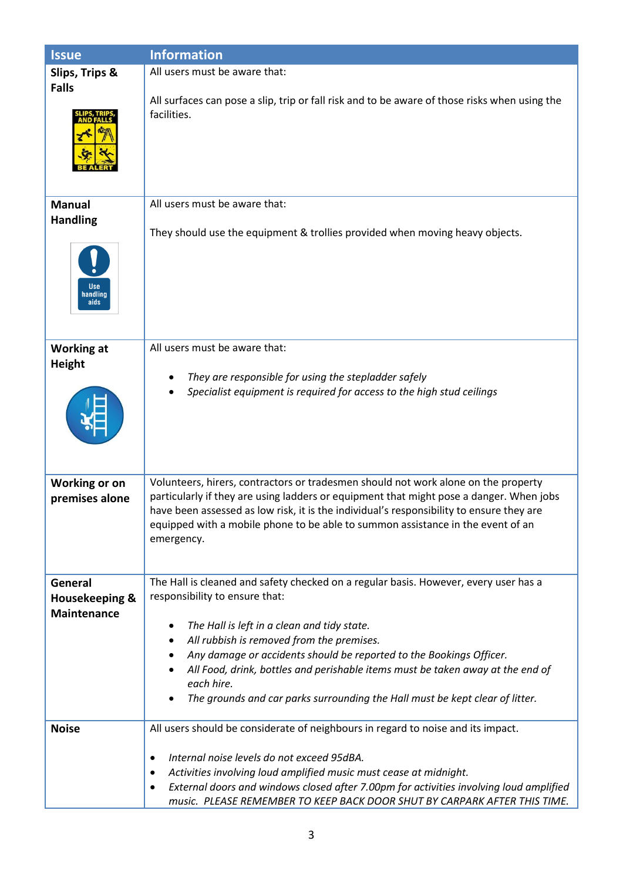| Issue | Information |
|---|---|
| **Slips, Trips & Falls** | All users must be aware that:<br><br>All surfaces can pose a slip, trip or fall risk and to be aware of those risks when using the facilities. |
| **Manual Handling** | All users must be aware that:<br><br>They should use the equipment & trollies provided when moving heavy objects. |
| **Working at Height** | All users must be aware that:<br><br>• *They are responsible for using the stepladder safely*<br>• *Specialist equipment is required for access to the high stud ceilings* |
| **Working or on premises alone** | Volunteers, hirers, contractors or tradesmen should not work alone on the property particularly if they are using ladders or equipment that might pose a danger. When jobs have been assessed as low risk, it is the individual's responsibility to ensure they are equipped with a mobile phone to be able to summon assistance in the event of an emergency. |
| **General Housekeeping & Maintenance** | The Hall is cleaned and safety checked on a regular basis. However, every user has a responsibility to ensure that:<br><br>• *The Hall is left in a clean and tidy state.*<br>• *All rubbish is removed from the premises.*<br>• *Any damage or accidents should be reported to the Bookings Officer.*<br>• *All Food, drink, bottles and perishable items must be taken away at the end of each hire.*<br>• *The grounds and car parks surrounding the Hall must be kept clear of litter.* |
| **Noise** | All users should be considerate of neighbours in regard to noise and its impact.<br><br>• *Internal noise levels do not exceed 95dBA.*<br>• *Activities involving loud amplified music must cease at midnight.*<br>• *External doors and windows closed after 7.00pm for activities involving loud amplified music. PLEASE REMEMBER TO KEEP BACK DOOR SHUT BY CARPARK AFTER THIS TIME.* |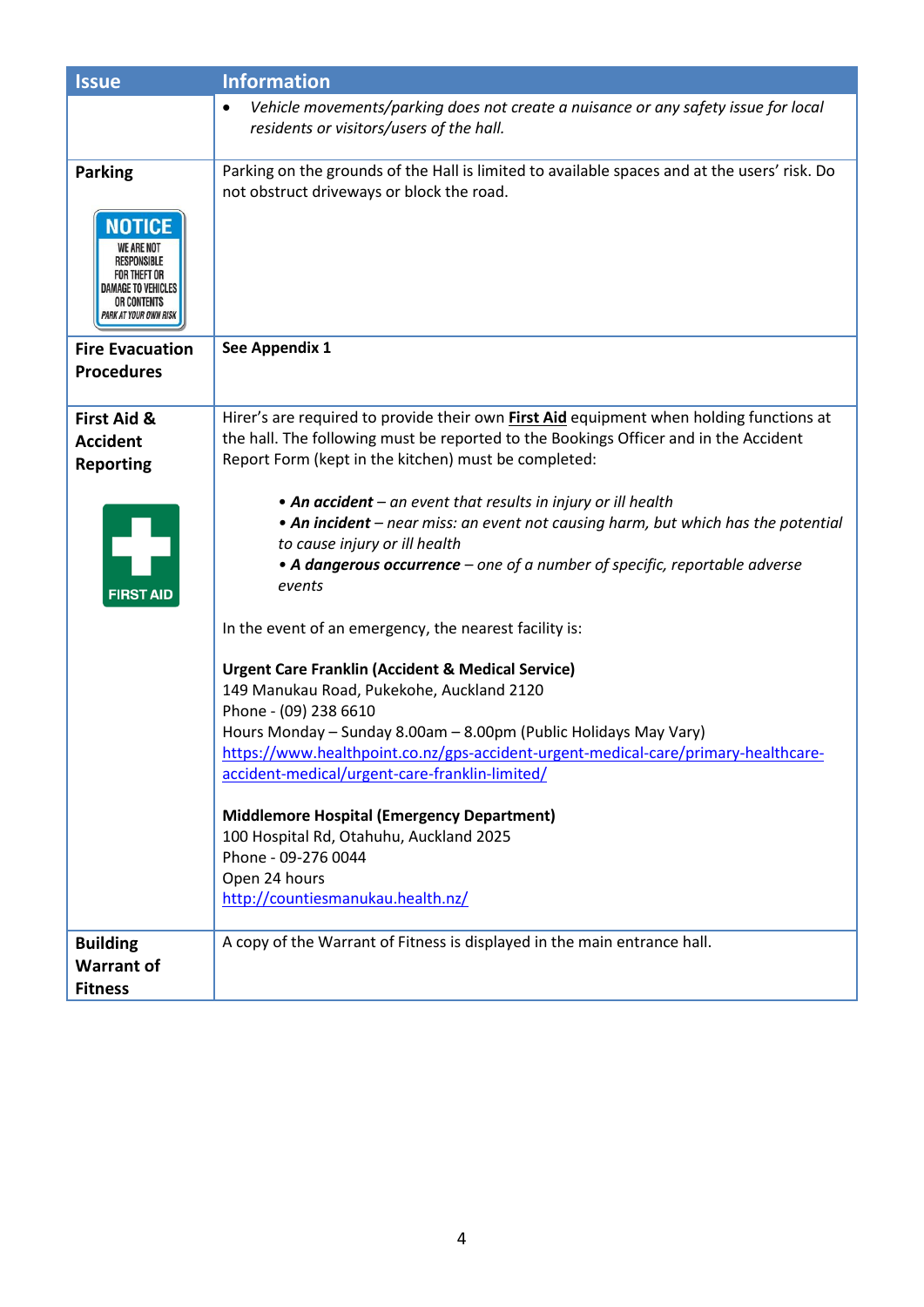| Issue | Information |
|---|---|
| | • *Vehicle movements/parking does not create a nuisance or any safety issue for local residents or visitors/users of the hall.* |
| **Parking** | Parking on the grounds of the Hall is limited to available spaces and at the users' risk. Do not obstruct driveways or block the road. |
| **Fire Evacuation Procedures** | **See Appendix 1** |
| **First Aid & Accident Reporting** | Hirer's are required to provide their own **First Aid** equipment when holding functions at the hall. The following must be reported to the Bookings Officer and in the Accident Report Form (kept in the kitchen) must be completed:<br><br>• ***An accident*** *– an event that results in injury or ill health*<br>• ***An incident*** *– near miss: an event not causing harm, but which has the potential to cause injury or ill health*<br>• ***A dangerous occurrence*** *– one of a number of specific, reportable adverse events*<br><br>In the event of an emergency, the nearest facility is:<br><br>**Urgent Care Franklin (Accident & Medical Service)**<br>149 Manukau Road, Pukekohe, Auckland 2120<br>Phone - (09) 238 6610<br>Hours Monday – Sunday 8.00am – 8.00pm (Public Holidays May Vary)<br>https://www.healthpoint.co.nz/gps-accident-urgent-medical-care/primary-healthcare-accident-medical/urgent-care-franklin-limited/<br><br>**Middlemore Hospital (Emergency Department)**<br>100 Hospital Rd, Otahuhu, Auckland 2025<br>Phone - 09-276 0044<br>Open 24 hours<br>http://countiesmanukau.health.nz/ |
| **Building Warrant of Fitness** | A copy of the Warrant of Fitness is displayed in the main entrance hall. |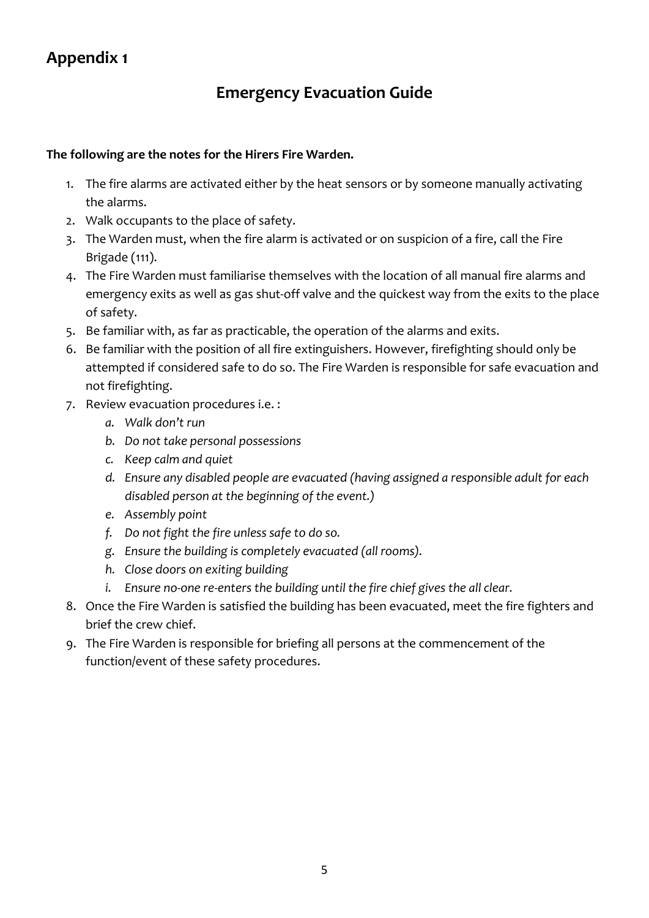## Appendix 1

# Emergency Evacuation Guide

**The following are the notes for the Hirers Fire Warden.**

1. The fire alarms are activated either by the heat sensors or by someone manually activating the alarms.
2. Walk occupants to the place of safety.
3. The Warden must, when the fire alarm is activated or on suspicion of a fire, call the Fire Brigade (111).
4. The Fire Warden must familiarise themselves with the location of all manual fire alarms and emergency exits as well as gas shut-off valve and the quickest way from the exits to the place of safety.
5. Be familiar with, as far as practicable, the operation of the alarms and exits.
6. Be familiar with the position of all fire extinguishers. However, firefighting should only be attempted if considered safe to do so. The Fire Warden is responsible for safe evacuation and not firefighting.
7. Review evacuation procedures i.e. :
   a. *Walk don't run*
   b. *Do not take personal possessions*
   c. *Keep calm and quiet*
   d. *Ensure any disabled people are evacuated (having assigned a responsible adult for each disabled person at the beginning of the event.)*
   e. *Assembly point*
   f. *Do not fight the fire unless safe to do so.*
   g. *Ensure the building is completely evacuated (all rooms).*
   h. *Close doors on exiting building*
   i. *Ensure no-one re-enters the building until the fire chief gives the all clear.*
8. Once the Fire Warden is satisfied the building has been evacuated, meet the fire fighters and brief the crew chief.
9. The Fire Warden is responsible for briefing all persons at the commencement of the function/event of these safety procedures.